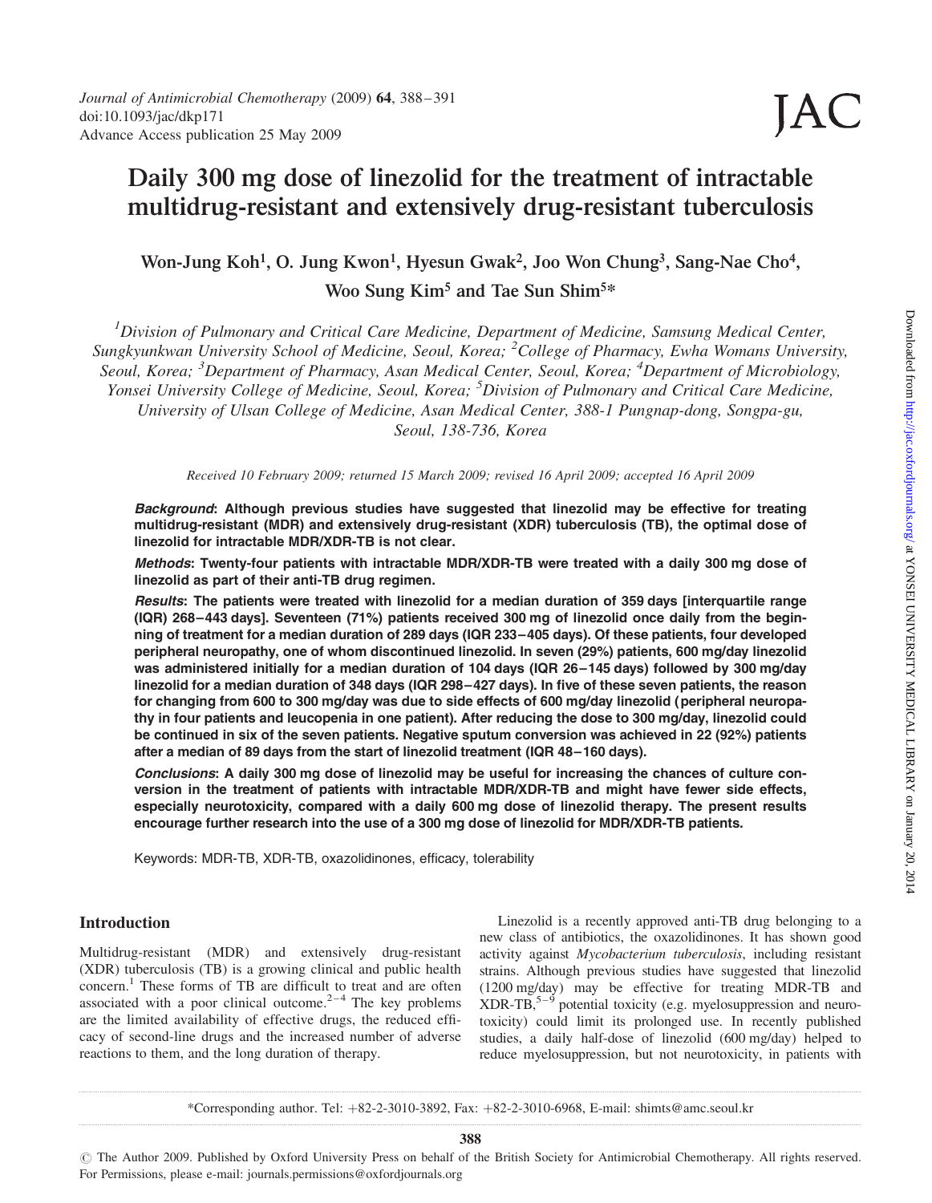# Daily 300 mg dose of linezolid for the treatment of intractable multidrug-resistant and extensively drug-resistant tuberculosis

Won-Jung Koh[1], O. Jung Kwon[1], Hyesun Gwak[2], Joo Won Chung[3], Sang-Nae Cho[4], Woo Sung Kim[5] and Tae Sun Shim[5]*

[1]*Division of Pulmonary and Critical Care Medicine, Department of Medicine, Samsung Medical Center, Sungkyunkwan University School of Medicine, Seoul, Korea;* [2]*College of Pharmacy, Ewha Womans University, Seoul, Korea;* [3]*Department of Pharmacy, Asan Medical Center, Seoul, Korea;* [4]*Department of Microbiology, Yonsei University College of Medicine, Seoul, Korea;* [5]*Division of Pulmonary and Critical Care Medicine, University of Ulsan College of Medicine, Asan Medical Center, 388-1 Pungnap-dong, Songpa-gu, Seoul, 138-736, Korea*

*Received 10 February 2009; returned 15 March 2009; revised 16 April 2009; accepted 16 April 2009*

***Background*: Although previous studies have suggested that linezolid may be effective for treating multidrug-resistant (MDR) and extensively drug-resistant (XDR) tuberculosis (TB), the optimal dose of linezolid for intractable MDR/XDR-TB is not clear.**

***Methods*: Twenty-four patients with intractable MDR/XDR-TB were treated with a daily 300 mg dose of linezolid as part of their anti-TB drug regimen.**

***Results*: The patients were treated with linezolid for a median duration of 359 days [interquartile range (IQR) 268–443 days]. Seventeen (71%) patients received 300 mg of linezolid once daily from the beginning of treatment for a median duration of 289 days (IQR 233–405 days). Of these patients, four developed peripheral neuropathy, one of whom discontinued linezolid. In seven (29%) patients, 600 mg/day linezolid was administered initially for a median duration of 104 days (IQR 26–145 days) followed by 300 mg/day linezolid for a median duration of 348 days (IQR 298–427 days). In five of these seven patients, the reason for changing from 600 to 300 mg/day was due to side effects of 600 mg/day linezolid (peripheral neuropathy in four patients and leucopenia in one patient). After reducing the dose to 300 mg/day, linezolid could be continued in six of the seven patients. Negative sputum conversion was achieved in 22 (92%) patients after a median of 89 days from the start of linezolid treatment (IQR 48–160 days).**

***Conclusions*: A daily 300 mg dose of linezolid may be useful for increasing the chances of culture conversion in the treatment of patients with intractable MDR/XDR-TB and might have fewer side effects, especially neurotoxicity, compared with a daily 600 mg dose of linezolid therapy. The present results encourage further research into the use of a 300 mg dose of linezolid for MDR/XDR-TB patients.**

Keywords: MDR-TB, XDR-TB, oxazolidinones, efficacy, tolerability

## Introduction

Multidrug-resistant (MDR) and extensively drug-resistant (XDR) tuberculosis (TB) is a growing clinical and public health concern.[1] These forms of TB are difficult to treat and are often associated with a poor clinical outcome.[2–4] The key problems are the limited availability of effective drugs, the reduced efficacy of second-line drugs and the increased number of adverse reactions to them, and the long duration of therapy.

Linezolid is a recently approved anti-TB drug belonging to a new class of antibiotics, the oxazolidinones. It has shown good activity against *Mycobacterium tuberculosis*, including resistant strains. Although previous studies have suggested that linezolid (1200 mg/day) may be effective for treating MDR-TB and XDR-TB,[5–9] potential toxicity (e.g. myelosuppression and neurotoxicity) could limit its prolonged use. In recently published studies, a daily half-dose of linezolid (600 mg/day) helped to reduce myelosuppression, but not neurotoxicity, in patients with

*Corresponding author. Tel: +82-2-3010-3892, Fax: +82-2-3010-6968, E-mail: shimts@amc.seoul.kr

© The Author 2009. Published by Oxford University Press on behalf of the British Society for Antimicrobial Chemotherapy. All rights reserved. For Permissions, please e-mail: journals.permissions@oxfordjournals.org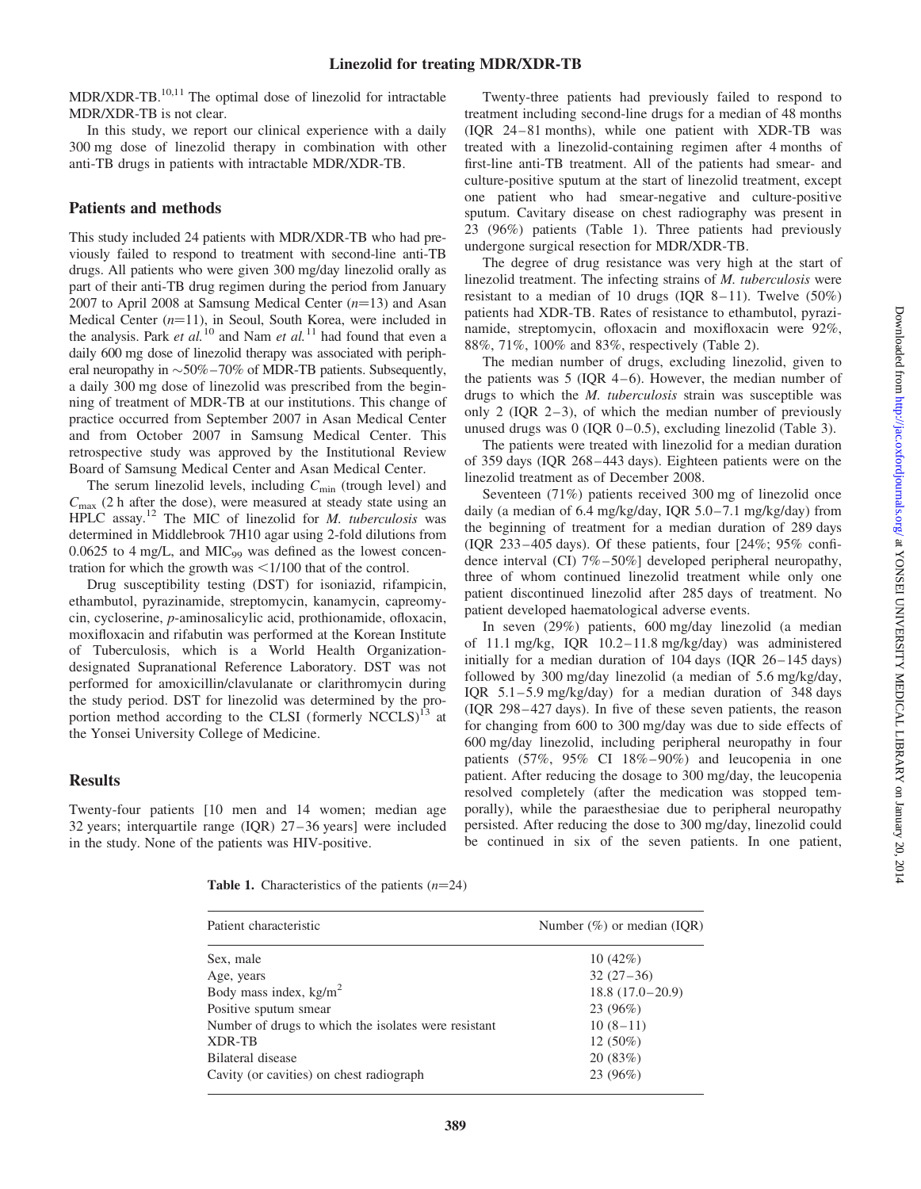MDR/XDR-TB.[10,11] The optimal dose of linezolid for intractable MDR/XDR-TB is not clear.

In this study, we report our clinical experience with a daily 300 mg dose of linezolid therapy in combination with other anti-TB drugs in patients with intractable MDR/XDR-TB.

## Patients and methods

This study included 24 patients with MDR/XDR-TB who had previously failed to respond to treatment with second-line anti-TB drugs. All patients who were given 300 mg/day linezolid orally as part of their anti-TB drug regimen during the period from January 2007 to April 2008 at Samsung Medical Center ($n$=13) and Asan Medical Center ($n$=11), in Seoul, South Korea, were included in the analysis. Park *et al.*[10] and Nam *et al.*[11] had found that even a daily 600 mg dose of linezolid therapy was associated with peripheral neuropathy in ~50%–70% of MDR-TB patients. Subsequently, a daily 300 mg dose of linezolid was prescribed from the beginning of treatment of MDR-TB at our institutions. This change of practice occurred from September 2007 in Asan Medical Center and from October 2007 in Samsung Medical Center. This retrospective study was approved by the Institutional Review Board of Samsung Medical Center and Asan Medical Center.

The serum linezolid levels, including $C_{min}$ (trough level) and $C_{max}$ (2 h after the dose), were measured at steady state using an HPLC assay.[12] The MIC of linezolid for *M. tuberculosis* was determined in Middlebrook 7H10 agar using 2-fold dilutions from 0.0625 to 4 mg/L, and $MIC_{99}$ was defined as the lowest concentration for which the growth was <1/100 that of the control.

Drug susceptibility testing (DST) for isoniazid, rifampicin, ethambutol, pyrazinamide, streptomycin, kanamycin, capreomycin, cycloserine, *p*-aminosalicylic acid, prothionamide, ofloxacin, moxifloxacin and rifabutin was performed at the Korean Institute of Tuberculosis, which is a World Health Organization-designated Supranational Reference Laboratory. DST was not performed for amoxicillin/clavulanate or clarithromycin during the study period. DST for linezolid was determined by the proportion method according to the CLSI (formerly NCCLS)[13] at the Yonsei University College of Medicine.

## Results

Twenty-four patients [10 men and 14 women; median age 32 years; interquartile range (IQR) 27–36 years] were included in the study. None of the patients was HIV-positive.

Twenty-three patients had previously failed to respond to treatment including second-line drugs for a median of 48 months (IQR 24–81 months), while one patient with XDR-TB was treated with a linezolid-containing regimen after 4 months of first-line anti-TB treatment. All of the patients had smear- and culture-positive sputum at the start of linezolid treatment, except one patient who had smear-negative and culture-positive sputum. Cavitary disease on chest radiography was present in 23 (96%) patients (Table 1). Three patients had previously undergone surgical resection for MDR/XDR-TB.

The degree of drug resistance was very high at the start of linezolid treatment. The infecting strains of *M. tuberculosis* were resistant to a median of 10 drugs (IQR 8–11). Twelve (50%) patients had XDR-TB. Rates of resistance to ethambutol, pyrazinamide, streptomycin, ofloxacin and moxifloxacin were 92%, 88%, 71%, 100% and 83%, respectively (Table 2).

The median number of drugs, excluding linezolid, given to the patients was 5 (IQR 4–6). However, the median number of drugs to which the *M. tuberculosis* strain was susceptible was only 2 (IQR 2–3), of which the median number of previously unused drugs was 0 (IQR 0–0.5), excluding linezolid (Table 3).

The patients were treated with linezolid for a median duration of 359 days (IQR 268–443 days). Eighteen patients were on the linezolid treatment as of December 2008.

Seventeen (71%) patients received 300 mg of linezolid once daily (a median of 6.4 mg/kg/day, IQR 5.0–7.1 mg/kg/day) from the beginning of treatment for a median duration of 289 days (IQR 233–405 days). Of these patients, four [24%; 95% confidence interval (CI) 7%–50%] developed peripheral neuropathy, three of whom continued linezolid treatment while only one patient discontinued linezolid after 285 days of treatment. No patient developed haematological adverse events.

In seven (29%) patients, 600 mg/day linezolid (a median of 11.1 mg/kg, IQR 10.2–11.8 mg/kg/day) was administered initially for a median duration of 104 days (IQR 26–145 days) followed by 300 mg/day linezolid (a median of 5.6 mg/kg/day, IQR 5.1–5.9 mg/kg/day) for a median duration of 348 days (IQR 298–427 days). In five of these seven patients, the reason for changing from 600 to 300 mg/day was due to side effects of 600 mg/day linezolid, including peripheral neuropathy in four patients (57%, 95% CI 18%–90%) and leucopenia in one patient. After reducing the dosage to 300 mg/day, the leucopenia resolved completely (after the medication was stopped temporally), while the paraesthesiae due to peripheral neuropathy persisted. After reducing the dose to 300 mg/day, linezolid could be continued in six of the seven patients. In one patient,

**Table 1.** Characteristics of the patients ($n$=24)

| Patient characteristic | Number (%) or median (IQR) |
|---|---|
| Sex, male | 10 (42%) |
| Age, years | 32 (27–36) |
| Body mass index, kg/m$^2$ | 18.8 (17.0–20.9) |
| Positive sputum smear | 23 (96%) |
| Number of drugs to which the isolates were resistant | 10 (8–11) |
| XDR-TB | 12 (50%) |
| Bilateral disease | 20 (83%) |
| Cavity (or cavities) on chest radiograph | 23 (96%) |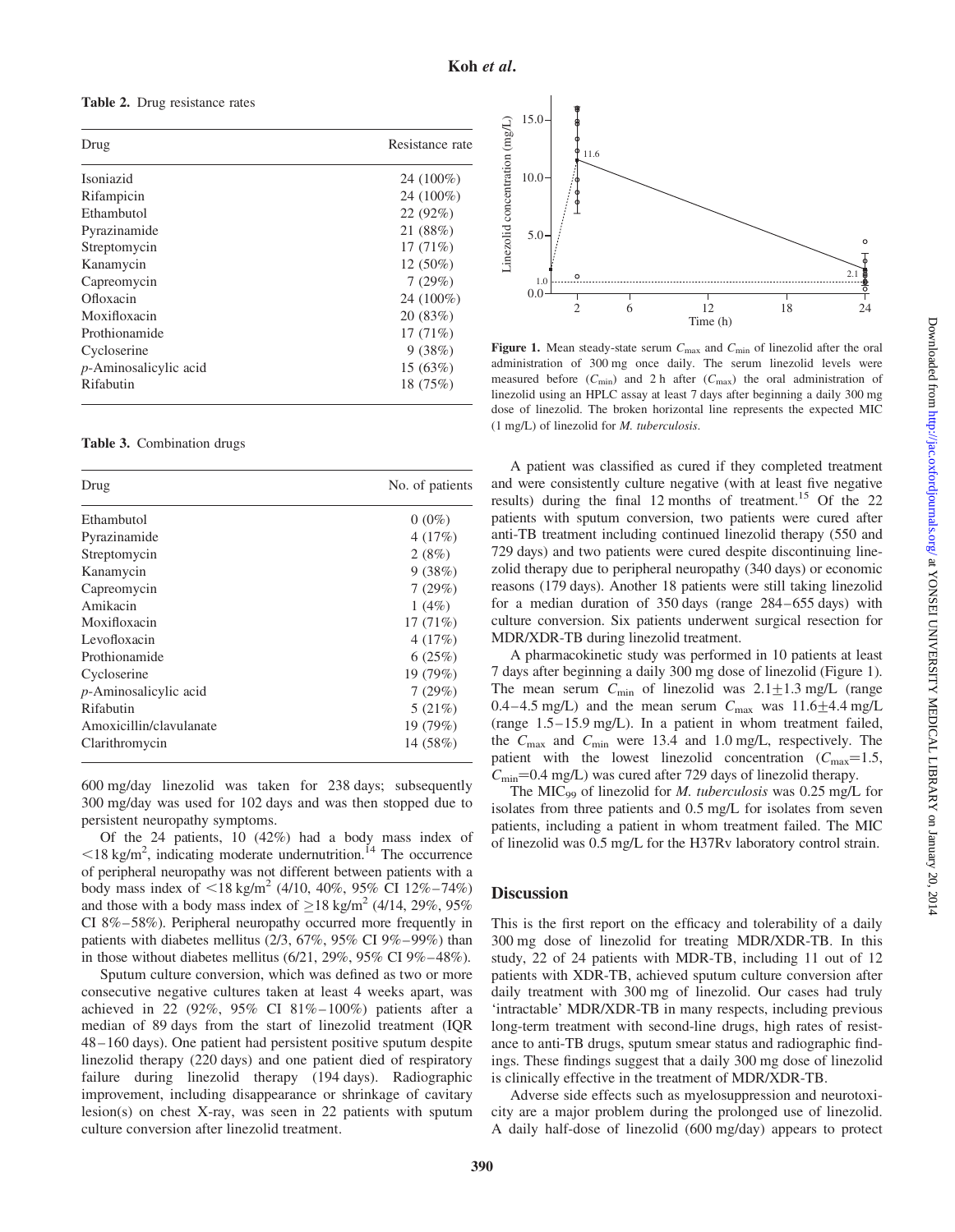**Table 2.** Drug resistance rates

| Drug | Resistance rate |
|---|---|
| Isoniazid | 24 (100%) |
| Rifampicin | 24 (100%) |
| Ethambutol | 22 (92%) |
| Pyrazinamide | 21 (88%) |
| Streptomycin | 17 (71%) |
| Kanamycin | 12 (50%) |
| Capreomycin | 7 (29%) |
| Ofloxacin | 24 (100%) |
| Moxifloxacin | 20 (83%) |
| Prothionamide | 17 (71%) |
| Cycloserine | 9 (38%) |
| *p*-Aminosalicylic acid | 15 (63%) |
| Rifabutin | 18 (75%) |

**Table 3.** Combination drugs

| Drug | No. of patients |
|---|---|
| Ethambutol | 0 (0%) |
| Pyrazinamide | 4 (17%) |
| Streptomycin | 2 (8%) |
| Kanamycin | 9 (38%) |
| Capreomycin | 7 (29%) |
| Amikacin | 1 (4%) |
| Moxifloxacin | 17 (71%) |
| Levofloxacin | 4 (17%) |
| Prothionamide | 6 (25%) |
| Cycloserine | 19 (79%) |
| *p*-Aminosalicylic acid | 7 (29%) |
| Rifabutin | 5 (21%) |
| Amoxicillin/clavulanate | 19 (79%) |
| Clarithromycin | 14 (58%) |

600 mg/day linezolid was taken for 238 days; subsequently 300 mg/day was used for 102 days and was then stopped due to persistent neuropathy symptoms.

Of the 24 patients, 10 (42%) had a body mass index of $<18$ kg/m$^2$, indicating moderate undernutrition.[14] The occurrence of peripheral neuropathy was not different between patients with a body mass index of $<18$ kg/m$^2$ (4/10, 40%, 95% CI 12%–74%) and those with a body mass index of $\geq 18$ kg/m$^2$ (4/14, 29%, 95% CI 8%–58%). Peripheral neuropathy occurred more frequently in patients with diabetes mellitus (2/3, 67%, 95% CI 9%–99%) than in those without diabetes mellitus (6/21, 29%, 95% CI 9%–48%).

Sputum culture conversion, which was defined as two or more consecutive negative cultures taken at least 4 weeks apart, was achieved in 22 (92%, 95% CI 81%–100%) patients after a median of 89 days from the start of linezolid treatment (IQR 48–160 days). One patient had persistent positive sputum despite linezolid therapy (220 days) and one patient died of respiratory failure during linezolid therapy (194 days). Radiographic improvement, including disappearance or shrinkage of cavitary lesion(s) on chest X-ray, was seen in 22 patients with sputum culture conversion after linezolid treatment.

**Figure 1.** Mean steady-state serum $C_{max}$ and $C_{min}$ of linezolid after the oral administration of 300 mg once daily. The serum linezolid levels were measured before ($C_{min}$) and 2 h after ($C_{max}$) the oral administration of linezolid using an HPLC assay at least 7 days after beginning a daily 300 mg dose of linezolid. The broken horizontal line represents the expected MIC (1 mg/L) of linezolid for *M. tuberculosis*.

A patient was classified as cured if they completed treatment and were consistently culture negative (with at least five negative results) during the final 12 months of treatment.[15] Of the 22 patients with sputum conversion, two patients were cured after anti-TB treatment including continued linezolid therapy (550 and 729 days) and two patients were cured despite discontinuing linezolid therapy due to peripheral neuropathy (340 days) or economic reasons (179 days). Another 18 patients were still taking linezolid for a median duration of 350 days (range 284–655 days) with culture conversion. Six patients underwent surgical resection for MDR/XDR-TB during linezolid treatment.

A pharmacokinetic study was performed in 10 patients at least 7 days after beginning a daily 300 mg dose of linezolid (Figure 1). The mean serum $C_{min}$ of linezolid was $2.1 \pm 1.3$ mg/L (range 0.4–4.5 mg/L) and the mean serum $C_{max}$ was $11.6 \pm 4.4$ mg/L (range 1.5–15.9 mg/L). In a patient in whom treatment failed, the $C_{max}$ and $C_{min}$ were 13.4 and 1.0 mg/L, respectively. The patient with the lowest linezolid concentration ($C_{max}$=1.5, $C_{min}$=0.4 mg/L) was cured after 729 days of linezolid therapy.

The $MIC_{99}$ of linezolid for *M. tuberculosis* was 0.25 mg/L for isolates from three patients and 0.5 mg/L for isolates from seven patients, including a patient in whom treatment failed. The MIC of linezolid was 0.5 mg/L for the H37Rv laboratory control strain.

## Discussion

This is the first report on the efficacy and tolerability of a daily 300 mg dose of linezolid for treating MDR/XDR-TB. In this study, 22 of 24 patients with MDR-TB, including 11 out of 12 patients with XDR-TB, achieved sputum culture conversion after daily treatment with 300 mg of linezolid. Our cases had truly 'intractable' MDR/XDR-TB in many respects, including previous long-term treatment with second-line drugs, high rates of resistance to anti-TB drugs, sputum smear status and radiographic findings. These findings suggest that a daily 300 mg dose of linezolid is clinically effective in the treatment of MDR/XDR-TB.

Adverse side effects such as myelosuppression and neurotoxicity are a major problem during the prolonged use of linezolid. A daily half-dose of linezolid (600 mg/day) appears to protect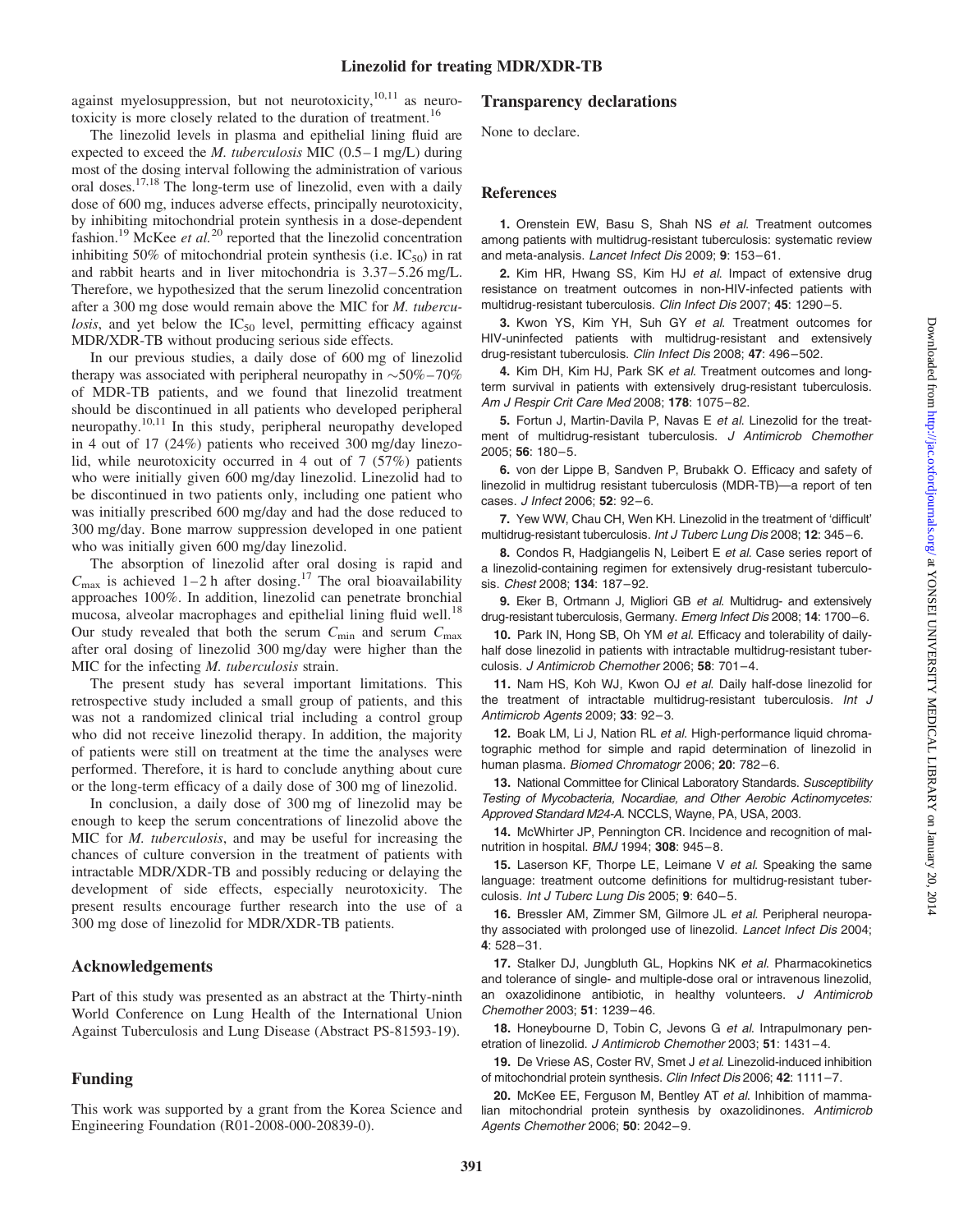against myelosuppression, but not neurotoxicity,[10,11] as neurotoxicity is more closely related to the duration of treatment.[16]

The linezolid levels in plasma and epithelial lining fluid are expected to exceed the *M. tuberculosis* MIC (0.5–1 mg/L) during most of the dosing interval following the administration of various oral doses.[17,18] The long-term use of linezolid, even with a daily dose of 600 mg, induces adverse effects, principally neurotoxicity, by inhibiting mitochondrial protein synthesis in a dose-dependent fashion.[19] McKee *et al.*[20] reported that the linezolid concentration inhibiting 50% of mitochondrial protein synthesis (i.e. $IC_{50}$) in rat and rabbit hearts and in liver mitochondria is 3.37–5.26 mg/L. Therefore, we hypothesized that the serum linezolid concentration after a 300 mg dose would remain above the MIC for *M. tuberculosis*, and yet below the $IC_{50}$ level, permitting efficacy against MDR/XDR-TB without producing serious side effects.

In our previous studies, a daily dose of 600 mg of linezolid therapy was associated with peripheral neuropathy in ~50%–70% of MDR-TB patients, and we found that linezolid treatment should be discontinued in all patients who developed peripheral neuropathy.[10,11] In this study, peripheral neuropathy developed in 4 out of 17 (24%) patients who received 300 mg/day linezolid, while neurotoxicity occurred in 4 out of 7 (57%) patients who were initially given 600 mg/day linezolid. Linezolid had to be discontinued in two patients only, including one patient who was initially prescribed 600 mg/day and had the dose reduced to 300 mg/day. Bone marrow suppression developed in one patient who was initially given 600 mg/day linezolid.

The absorption of linezolid after oral dosing is rapid and $C_{max}$ is achieved 1–2 h after dosing.[17] The oral bioavailability approaches 100%. In addition, linezolid can penetrate bronchial mucosa, alveolar macrophages and epithelial lining fluid well.[18] Our study revealed that both the serum $C_{min}$ and serum $C_{max}$ after oral dosing of linezolid 300 mg/day were higher than the MIC for the infecting *M. tuberculosis* strain.

The present study has several important limitations. This retrospective study included a small group of patients, and this was not a randomized clinical trial including a control group who did not receive linezolid therapy. In addition, the majority of patients were still on treatment at the time the analyses were performed. Therefore, it is hard to conclude anything about cure or the long-term efficacy of a daily dose of 300 mg of linezolid.

In conclusion, a daily dose of 300 mg of linezolid may be enough to keep the serum concentrations of linezolid above the MIC for *M. tuberculosis*, and may be useful for increasing the chances of culture conversion in the treatment of patients with intractable MDR/XDR-TB and possibly reducing or delaying the development of side effects, especially neurotoxicity. The present results encourage further research into the use of a 300 mg dose of linezolid for MDR/XDR-TB patients.

## Acknowledgements

Part of this study was presented as an abstract at the Thirty-ninth World Conference on Lung Health of the International Union Against Tuberculosis and Lung Disease (Abstract PS-81593-19).

## Funding

This work was supported by a grant from the Korea Science and Engineering Foundation (R01-2008-000-20839-0).

## Transparency declarations

None to declare.

## References

1. Orenstein EW, Basu S, Shah NS *et al.* Treatment outcomes among patients with multidrug-resistant tuberculosis: systematic review and meta-analysis. *Lancet Infect Dis* 2009; **9**: 153–61.

2. Kim HR, Hwang SS, Kim HJ *et al.* Impact of extensive drug resistance on treatment outcomes in non-HIV-infected patients with multidrug-resistant tuberculosis. *Clin Infect Dis* 2007; **45**: 1290–5.

3. Kwon YS, Kim YH, Suh GY *et al.* Treatment outcomes for HIV-uninfected patients with multidrug-resistant and extensively drug-resistant tuberculosis. *Clin Infect Dis* 2008; **47**: 496–502.

4. Kim DH, Kim HJ, Park SK *et al.* Treatment outcomes and long-term survival in patients with extensively drug-resistant tuberculosis. *Am J Respir Crit Care Med* 2008; **178**: 1075–82.

5. Fortun J, Martin-Davila P, Navas E *et al.* Linezolid for the treatment of multidrug-resistant tuberculosis. *J Antimicrob Chemother* 2005; **56**: 180–5.

6. von der Lippe B, Sandven P, Brubakk O. Efficacy and safety of linezolid in multidrug resistant tuberculosis (MDR-TB)—a report of ten cases. *J Infect* 2006; **52**: 92–6.

7. Yew WW, Chau CH, Wen KH. Linezolid in the treatment of 'difficult' multidrug-resistant tuberculosis. *Int J Tuberc Lung Dis* 2008; **12**: 345–6.

8. Condos R, Hadgiangelis N, Leibert E *et al.* Case series report of a linezolid-containing regimen for extensively drug-resistant tuberculosis. *Chest* 2008; **134**: 187–92.

9. Eker B, Ortmann J, Migliori GB *et al.* Multidrug- and extensively drug-resistant tuberculosis, Germany. *Emerg Infect Dis* 2008; **14**: 1700–6.

10. Park IN, Hong SB, Oh YM *et al.* Efficacy and tolerability of daily-half dose linezolid in patients with intractable multidrug-resistant tuberculosis. *J Antimicrob Chemother* 2006; **58**: 701–4.

11. Nam HS, Koh WJ, Kwon OJ *et al.* Daily half-dose linezolid for the treatment of intractable multidrug-resistant tuberculosis. *Int J Antimicrob Agents* 2009; **33**: 92–3.

12. Boak LM, Li J, Nation RL *et al.* High-performance liquid chromatographic method for simple and rapid determination of linezolid in human plasma. *Biomed Chromatogr* 2006; **20**: 782–6.

13. National Committee for Clinical Laboratory Standards. *Susceptibility Testing of Mycobacteria, Nocardiae, and Other Aerobic Actinomycetes: Approved Standard M24-A.* NCCLS, Wayne, PA, USA, 2003.

14. McWhirter JP, Pennington CR. Incidence and recognition of malnutrition in hospital. *BMJ* 1994; **308**: 945–8.

15. Laserson KF, Thorpe LE, Leimane V *et al.* Speaking the same language: treatment outcome definitions for multidrug-resistant tuberculosis. *Int J Tuberc Lung Dis* 2005; **9**: 640–5.

16. Bressler AM, Zimmer SM, Gilmore JL *et al.* Peripheral neuropathy associated with prolonged use of linezolid. *Lancet Infect Dis* 2004; **4**: 528–31.

17. Stalker DJ, Jungbluth GL, Hopkins NK *et al.* Pharmacokinetics and tolerance of single- and multiple-dose oral or intravenous linezolid, an oxazolidinone antibiotic, in healthy volunteers. *J Antimicrob Chemother* 2003; **51**: 1239–46.

18. Honeybourne D, Tobin C, Jevons G *et al.* Intrapulmonary penetration of linezolid. *J Antimicrob Chemother* 2003; **51**: 1431–4.

19. De Vriese AS, Coster RV, Smet J *et al.* Linezolid-induced inhibition of mitochondrial protein synthesis. *Clin Infect Dis* 2006; **42**: 1111–7.

20. McKee EE, Ferguson M, Bentley AT *et al.* Inhibition of mammalian mitochondrial protein synthesis by oxazolidinones. *Antimicrob Agents Chemother* 2006; **50**: 2042–9.